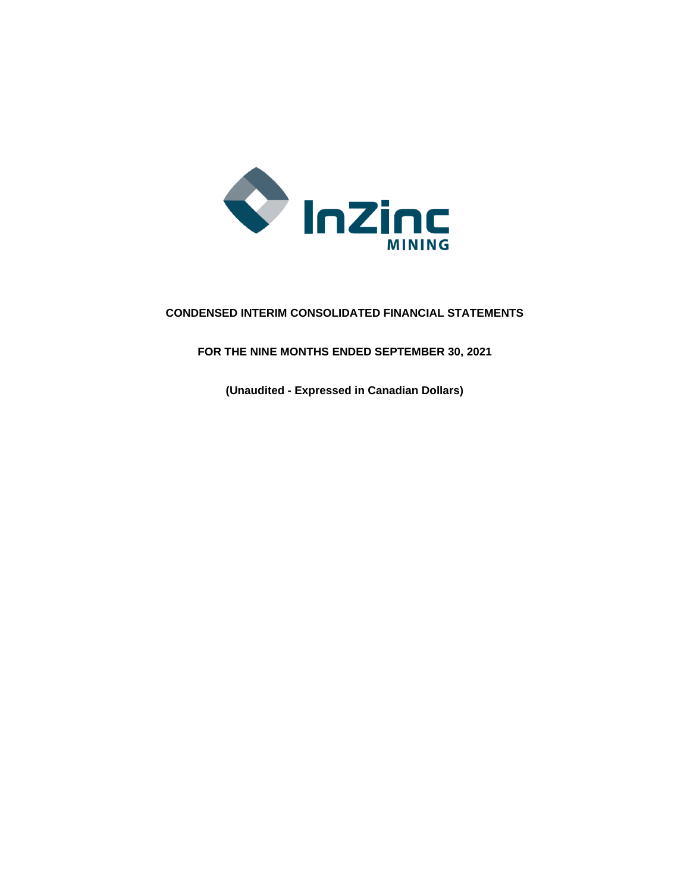InZinc MINING

# CONDENSED INTERIM CONSOLIDATED FINANCIAL STATEMENTS

## FOR THE NINE MONTHS ENDED SEPTEMBER 30, 2021

**(Unaudited - Expressed in Canadian Dollars)**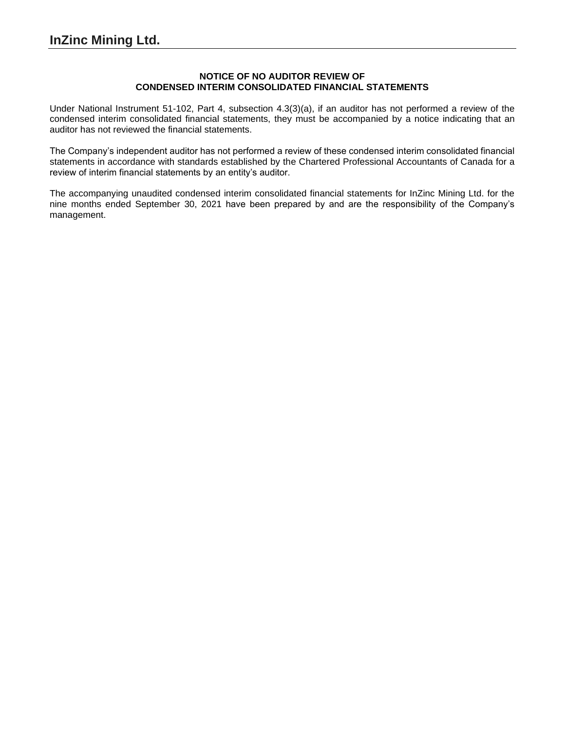# InZinc Mining Ltd.

**NOTICE OF NO AUDITOR REVIEW OF**
**CONDENSED INTERIM CONSOLIDATED FINANCIAL STATEMENTS**

Under National Instrument 51-102, Part 4, subsection 4.3(3)(a), if an auditor has not performed a review of the condensed interim consolidated financial statements, they must be accompanied by a notice indicating that an auditor has not reviewed the financial statements.

The Company's independent auditor has not performed a review of these condensed interim consolidated financial statements in accordance with standards established by the Chartered Professional Accountants of Canada for a review of interim financial statements by an entity's auditor.

The accompanying unaudited condensed interim consolidated financial statements for InZinc Mining Ltd. for the nine months ended September 30, 2021 have been prepared by and are the responsibility of the Company's management.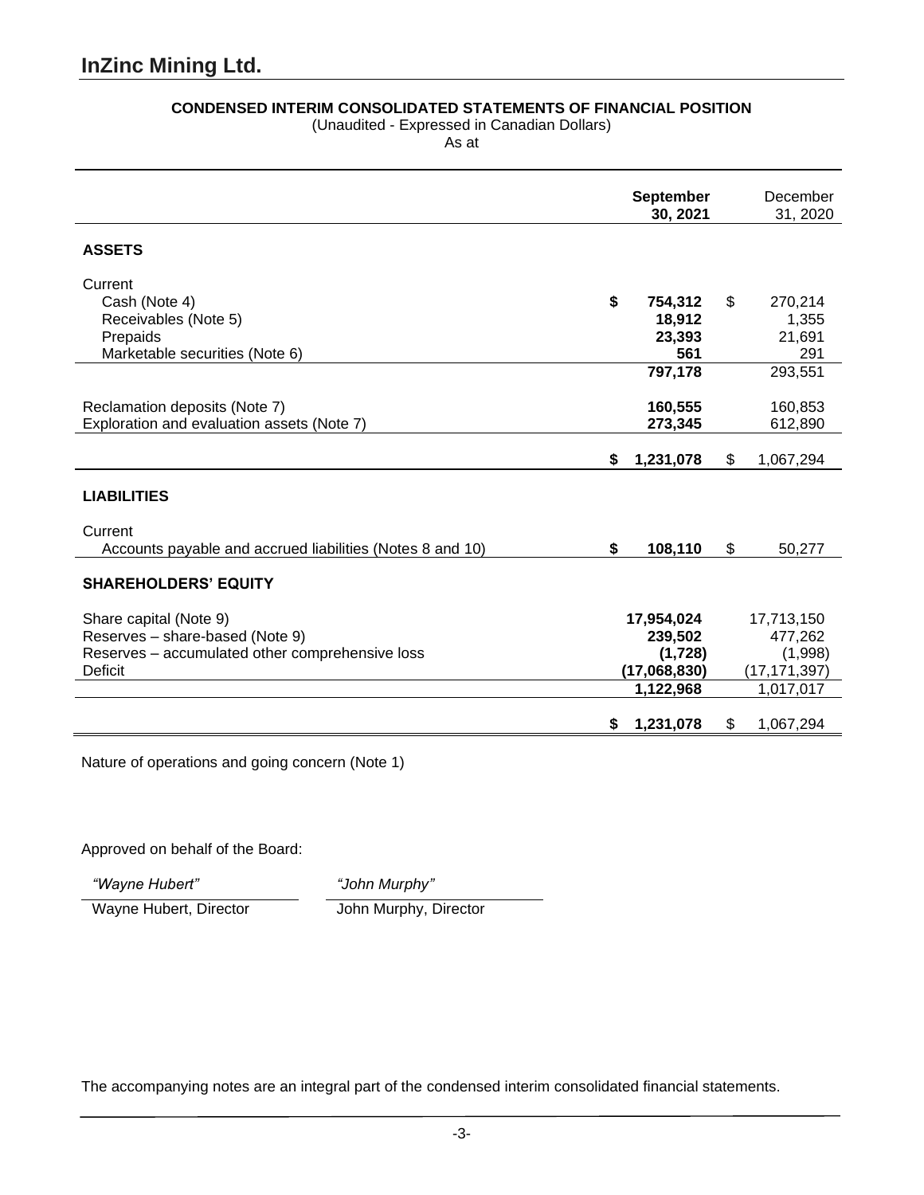# InZinc Mining Ltd.

**CONDENSED INTERIM CONSOLIDATED STATEMENTS OF FINANCIAL POSITION**

(Unaudited - Expressed in Canadian Dollars)

As at

| | **September 30, 2021** | December 31, 2020 |
|---|---|---|
| **ASSETS** | | |
| Current | | |
| Cash (Note 4) | **$ 754,312** | $ 270,214 |
| Receivables (Note 5) | **18,912** | 1,355 |
| Prepaids | **23,393** | 21,691 |
| Marketable securities (Note 6) | **561** | 291 |
| | **797,178** | 293,551 |
| Reclamation deposits (Note 7) | **160,555** | 160,853 |
| Exploration and evaluation assets (Note 7) | **273,345** | 612,890 |
| | **$ 1,231,078** | $ 1,067,294 |
| **LIABILITIES** | | |
| Current | | |
| Accounts payable and accrued liabilities (Notes 8 and 10) | **$ 108,110** | $ 50,277 |
| **SHAREHOLDERS' EQUITY** | | |
| Share capital (Note 9) | **17,954,024** | 17,713,150 |
| Reserves – share-based (Note 9) | **239,502** | 477,262 |
| Reserves – accumulated other comprehensive loss | **(1,728)** | (1,998) |
| Deficit | **(17,068,830)** | (17,171,397) |
| | **1,122,968** | 1,017,017 |
| | **$ 1,231,078** | $ 1,067,294 |

Nature of operations and going concern (Note 1)

Approved on behalf of the Board:

*"Wayne Hubert"* — Wayne Hubert, Director

*"John Murphy"* — John Murphy, Director

The accompanying notes are an integral part of the condensed interim consolidated financial statements.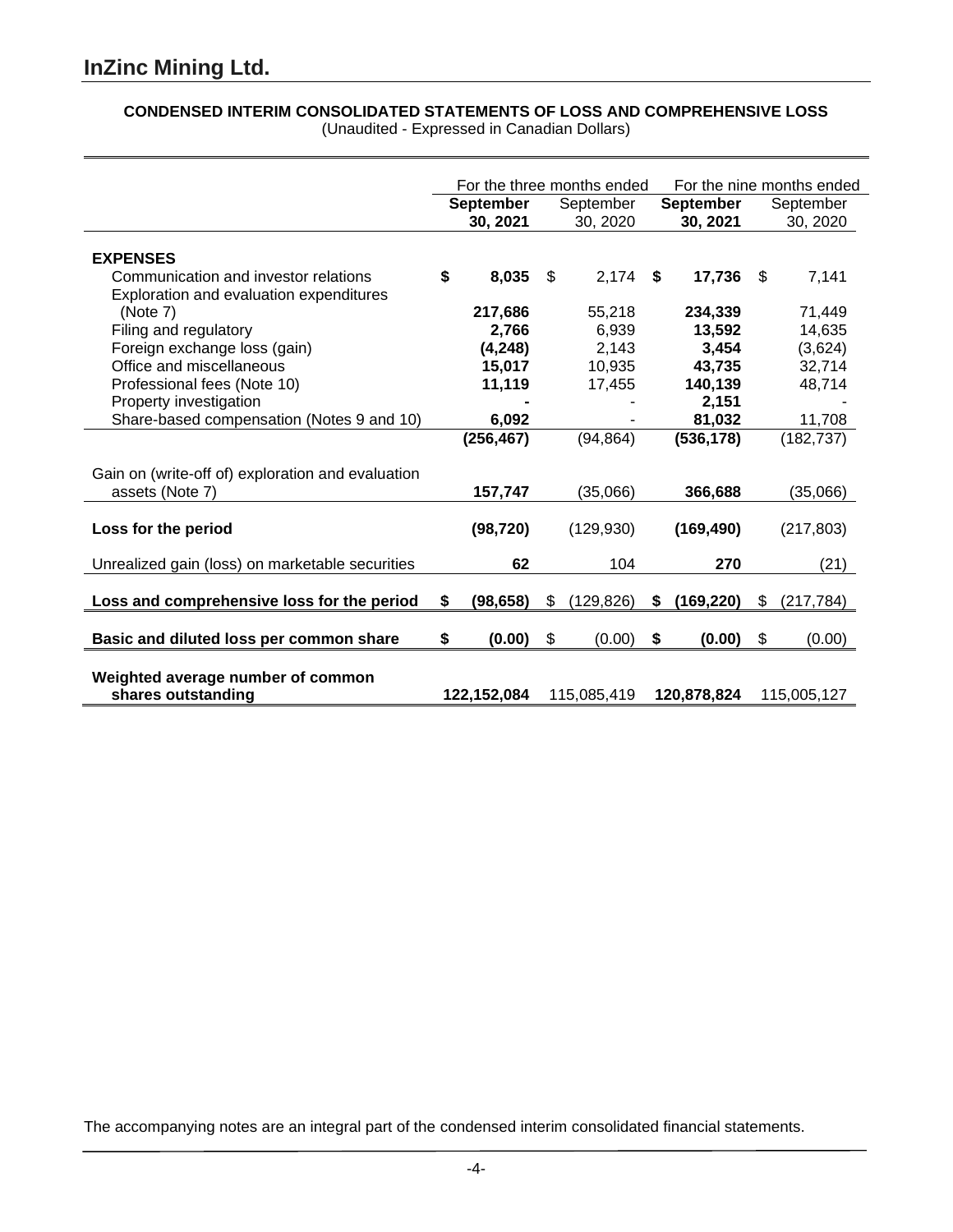# InZinc Mining Ltd.

**CONDENSED INTERIM CONSOLIDATED STATEMENTS OF LOSS AND COMPREHENSIVE LOSS**
(Unaudited - Expressed in Canadian Dollars)

| | For the three months ended | | For the nine months ended | |
|---|---|---|---|---|
| | **September 30, 2021** | September 30, 2020 | **September 30, 2021** | September 30, 2020 |
| **EXPENSES** | | | | |
| Communication and investor relations | **$ 8,035** | $ 2,174 | **$ 17,736** | $ 7,141 |
| Exploration and evaluation expenditures (Note 7) | **217,686** | 55,218 | **234,339** | 71,449 |
| Filing and regulatory | **2,766** | 6,939 | **13,592** | 14,635 |
| Foreign exchange loss (gain) | **(4,248)** | 2,143 | **3,454** | (3,624) |
| Office and miscellaneous | **15,017** | 10,935 | **43,735** | 32,714 |
| Professional fees (Note 10) | **11,119** | 17,455 | **140,139** | 48,714 |
| Property investigation | **-** | - | **2,151** | - |
| Share-based compensation (Notes 9 and 10) | **6,092** | - | **81,032** | 11,708 |
| | **(256,467)** | (94,864) | **(536,178)** | (182,737) |
| Gain on (write-off of) exploration and evaluation assets (Note 7) | **157,747** | (35,066) | **366,688** | (35,066) |
| **Loss for the period** | **(98,720)** | (129,930) | **(169,490)** | (217,803) |
| Unrealized gain (loss) on marketable securities | **62** | 104 | **270** | (21) |
| **Loss and comprehensive loss for the period** | **$ (98,658)** | $ (129,826) | **$ (169,220)** | $ (217,784) |
| **Basic and diluted loss per common share** | **$ (0.00)** | $ (0.00) | **$ (0.00)** | $ (0.00) |
| **Weighted average number of common shares outstanding** | **122,152,084** | 115,085,419 | **120,878,824** | 115,005,127 |

The accompanying notes are an integral part of the condensed interim consolidated financial statements.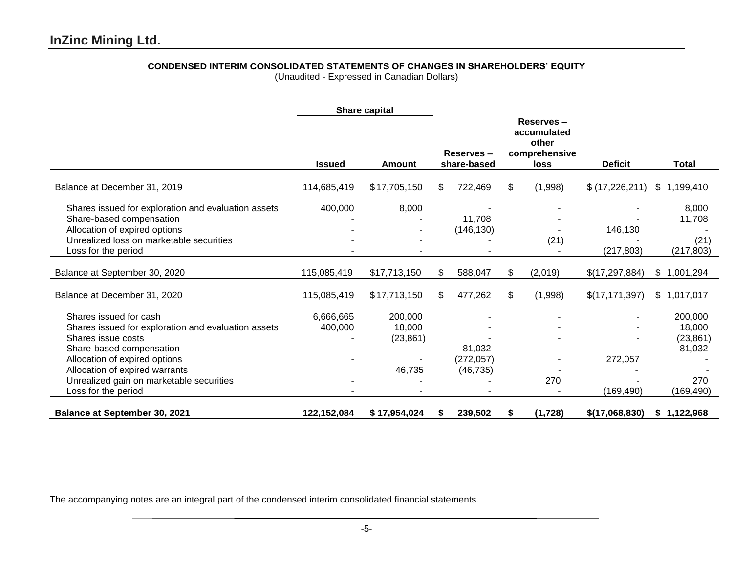## InZinc Mining Ltd.

**CONDENSED INTERIM CONSOLIDATED STATEMENTS OF CHANGES IN SHAREHOLDERS' EQUITY**
(Unaudited - Expressed in Canadian Dollars)

| | Share capital | | | | | |
|---|---|---|---|---|---|---|
| | **Issued** | **Amount** | **Reserves – share-based** | **Reserves – accumulated other comprehensive loss** | **Deficit** | **Total** |
| Balance at December 31, 2019 | 114,685,419 | $ 17,705,150 | $ 722,469 | $ (1,998) | $ (17,226,211) | $ 1,199,410 |
| Shares issued for exploration and evaluation assets | 400,000 | 8,000 | - | - | - | 8,000 |
| Share-based compensation | - | - | 11,708 | - | - | 11,708 |
| Allocation of expired options | - | - | (146,130) | - | 146,130 | - |
| Unrealized loss on marketable securities | - | - | - | (21) | - | (21) |
| Loss for the period | - | - | - | - | (217,803) | (217,803) |
| Balance at September 30, 2020 | 115,085,419 | $17,713,150 | $ 588,047 | $ (2,019) | $(17,297,884) | $ 1,001,294 |
| Balance at December 31, 2020 | 115,085,419 | $ 17,713,150 | $ 477,262 | $ (1,998) | $(17,171,397) | $ 1,017,017 |
| Shares issued for cash | 6,666,665 | 200,000 | - | - | - | 200,000 |
| Shares issued for exploration and evaluation assets | 400,000 | 18,000 | - | - | - | 18,000 |
| Shares issue costs | - | (23,861) | - | - | - | (23,861) |
| Share-based compensation | - | - | 81,032 | - | - | 81,032 |
| Allocation of expired options | - | - | (272,057) | - | 272,057 | - |
| Allocation of expired warrants | | 46,735 | (46,735) | - | - | - |
| Unrealized gain on marketable securities | - | - | - | 270 | - | 270 |
| Loss for the period | - | - | - | - | (169,490) | (169,490) |
| **Balance at September 30, 2021** | **122,152,084** | **$ 17,954,024** | **$ 239,502** | **$ (1,728)** | **$(17,068,830)** | **$ 1,122,968** |

The accompanying notes are an integral part of the condensed interim consolidated financial statements.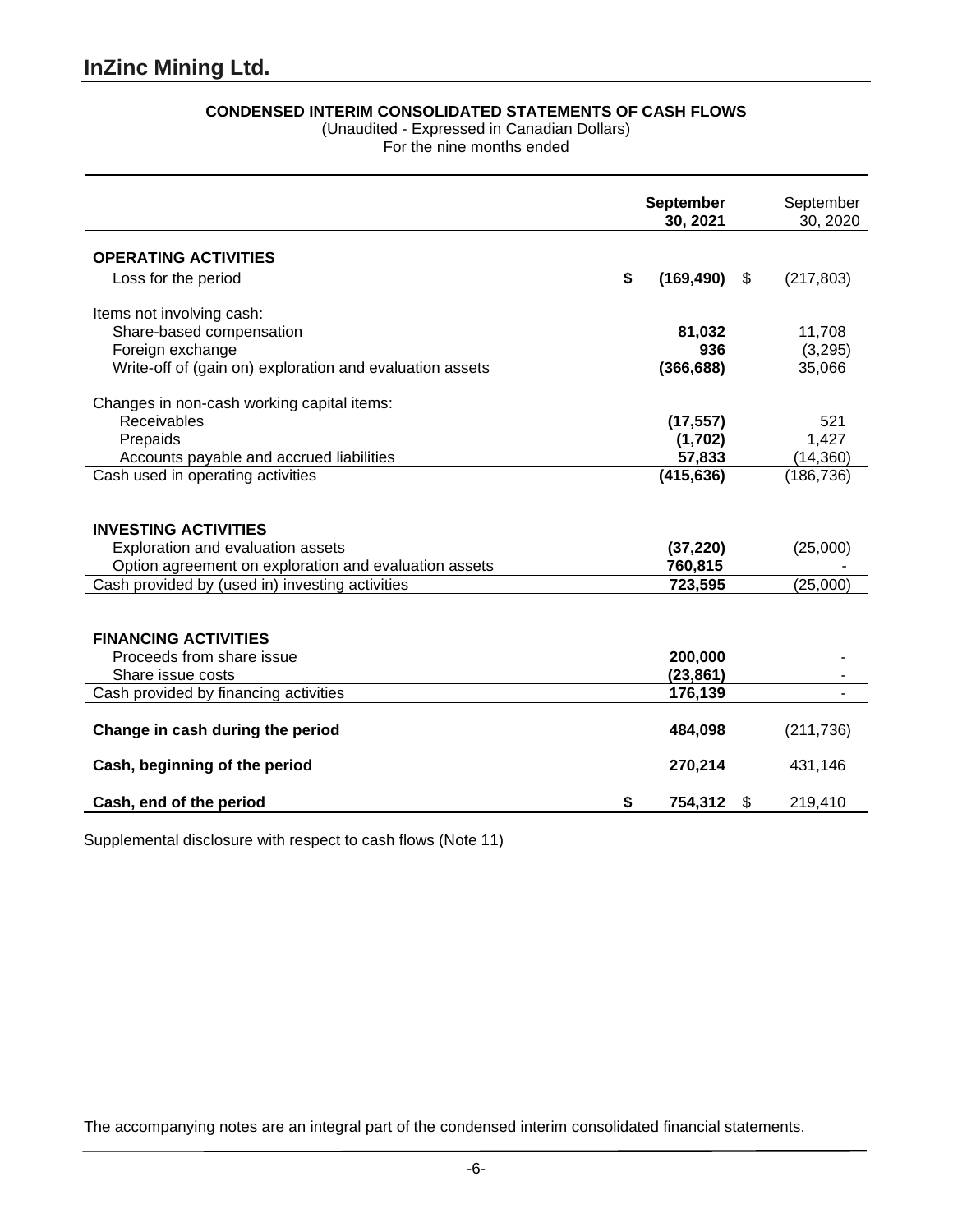# InZinc Mining Ltd.

**CONDENSED INTERIM CONSOLIDATED STATEMENTS OF CASH FLOWS**
(Unaudited - Expressed in Canadian Dollars)
For the nine months ended

| | **September 30, 2021** | September 30, 2020 |
|---|---|---|
| **OPERATING ACTIVITIES** | | |
| Loss for the period | **$ (169,490)** | $ (217,803) |
| Items not involving cash: | | |
| Share-based compensation | **81,032** | 11,708 |
| Foreign exchange | **936** | (3,295) |
| Write-off of (gain on) exploration and evaluation assets | **(366,688)** | 35,066 |
| Changes in non-cash working capital items: | | |
| Receivables | **(17,557)** | 521 |
| Prepaids | **(1,702)** | 1,427 |
| Accounts payable and accrued liabilities | **57,833** | (14,360) |
| Cash used in operating activities | **(415,636)** | (186,736) |
| **INVESTING ACTIVITIES** | | |
| Exploration and evaluation assets | **(37,220)** | (25,000) |
| Option agreement on exploration and evaluation assets | **760,815** | - |
| Cash provided by (used in) investing activities | **723,595** | (25,000) |
| **FINANCING ACTIVITIES** | | |
| Proceeds from share issue | **200,000** | - |
| Share issue costs | **(23,861)** | - |
| Cash provided by financing activities | **176,139** | - |
| **Change in cash during the period** | **484,098** | (211,736) |
| **Cash, beginning of the period** | **270,214** | 431,146 |
| **Cash, end of the period** | **$ 754,312** | $ 219,410 |

Supplemental disclosure with respect to cash flows (Note 11)

The accompanying notes are an integral part of the condensed interim consolidated financial statements.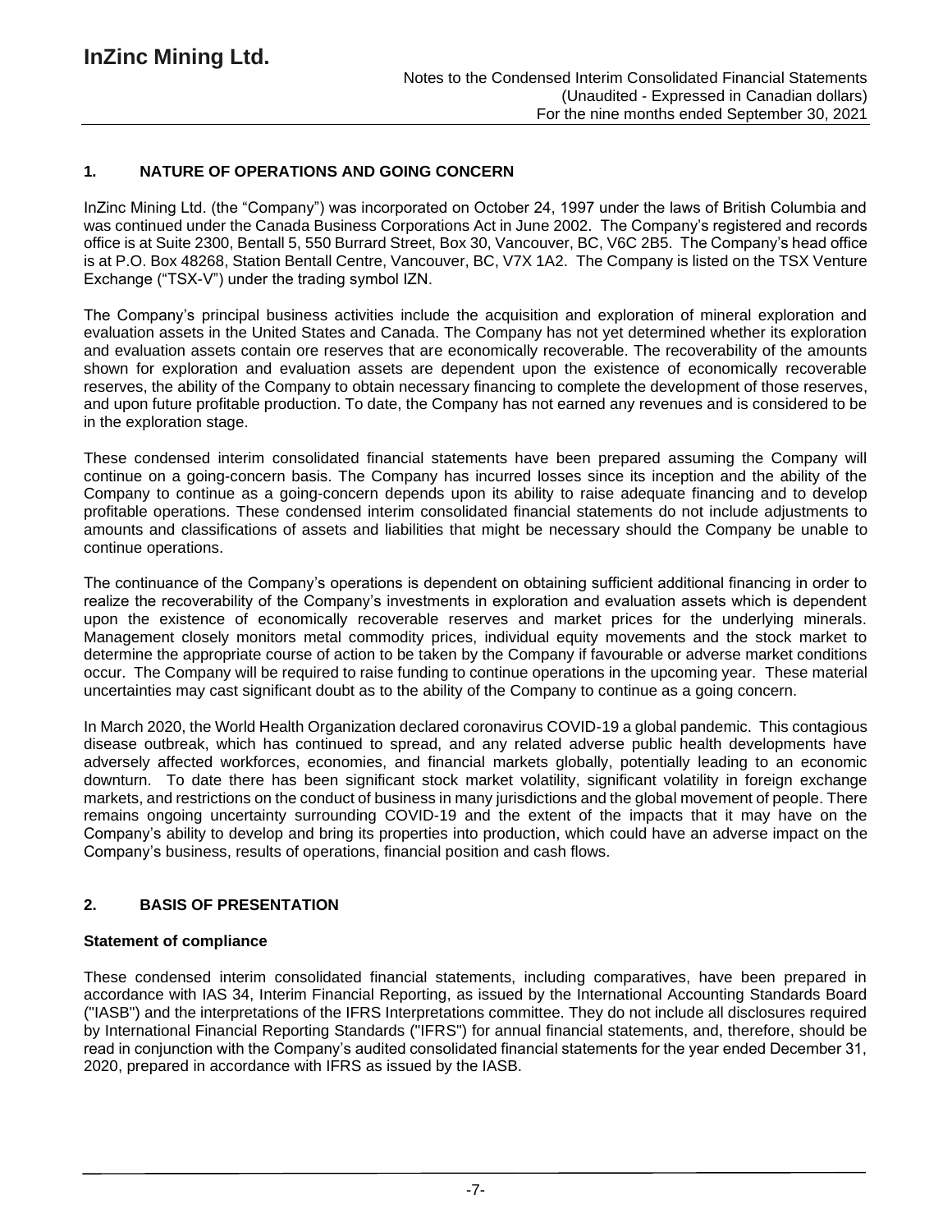## 1. NATURE OF OPERATIONS AND GOING CONCERN

InZinc Mining Ltd. (the "Company") was incorporated on October 24, 1997 under the laws of British Columbia and was continued under the Canada Business Corporations Act in June 2002. The Company's registered and records office is at Suite 2300, Bentall 5, 550 Burrard Street, Box 30, Vancouver, BC, V6C 2B5. The Company's head office is at P.O. Box 48268, Station Bentall Centre, Vancouver, BC, V7X 1A2. The Company is listed on the TSX Venture Exchange ("TSX-V") under the trading symbol IZN.

The Company's principal business activities include the acquisition and exploration of mineral exploration and evaluation assets in the United States and Canada. The Company has not yet determined whether its exploration and evaluation assets contain ore reserves that are economically recoverable. The recoverability of the amounts shown for exploration and evaluation assets are dependent upon the existence of economically recoverable reserves, the ability of the Company to obtain necessary financing to complete the development of those reserves, and upon future profitable production. To date, the Company has not earned any revenues and is considered to be in the exploration stage.

These condensed interim consolidated financial statements have been prepared assuming the Company will continue on a going-concern basis. The Company has incurred losses since its inception and the ability of the Company to continue as a going-concern depends upon its ability to raise adequate financing and to develop profitable operations. These condensed interim consolidated financial statements do not include adjustments to amounts and classifications of assets and liabilities that might be necessary should the Company be unable to continue operations.

The continuance of the Company's operations is dependent on obtaining sufficient additional financing in order to realize the recoverability of the Company's investments in exploration and evaluation assets which is dependent upon the existence of economically recoverable reserves and market prices for the underlying minerals. Management closely monitors metal commodity prices, individual equity movements and the stock market to determine the appropriate course of action to be taken by the Company if favourable or adverse market conditions occur. The Company will be required to raise funding to continue operations in the upcoming year. These material uncertainties may cast significant doubt as to the ability of the Company to continue as a going concern.

In March 2020, the World Health Organization declared coronavirus COVID-19 a global pandemic. This contagious disease outbreak, which has continued to spread, and any related adverse public health developments have adversely affected workforces, economies, and financial markets globally, potentially leading to an economic downturn. To date there has been significant stock market volatility, significant volatility in foreign exchange markets, and restrictions on the conduct of business in many jurisdictions and the global movement of people. There remains ongoing uncertainty surrounding COVID-19 and the extent of the impacts that it may have on the Company's ability to develop and bring its properties into production, which could have an adverse impact on the Company's business, results of operations, financial position and cash flows.

## 2. BASIS OF PRESENTATION

### Statement of compliance

These condensed interim consolidated financial statements, including comparatives, have been prepared in accordance with IAS 34, Interim Financial Reporting, as issued by the International Accounting Standards Board ("IASB") and the interpretations of the IFRS Interpretations committee. They do not include all disclosures required by International Financial Reporting Standards ("IFRS") for annual financial statements, and, therefore, should be read in conjunction with the Company's audited consolidated financial statements for the year ended December 31, 2020, prepared in accordance with IFRS as issued by the IASB.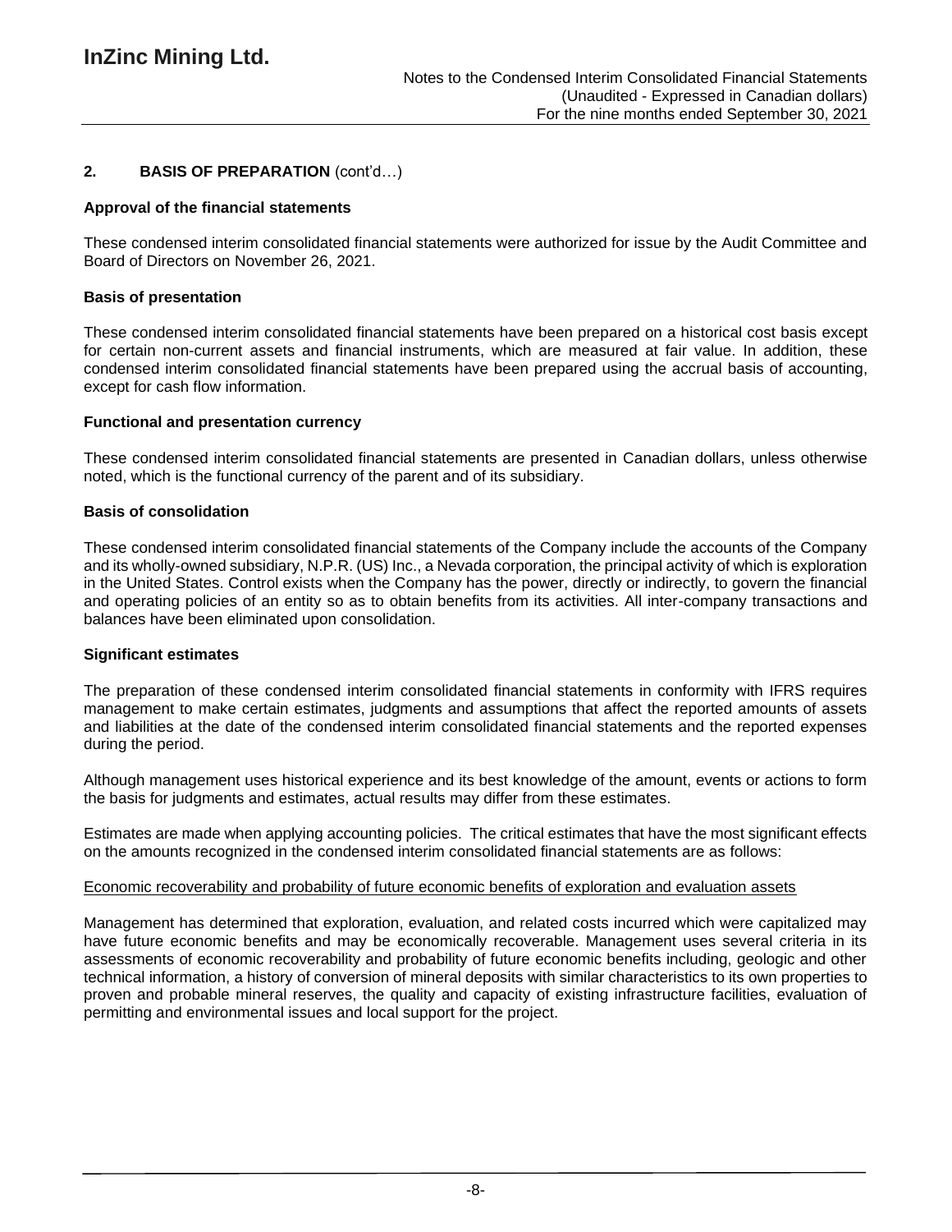## 2. BASIS OF PREPARATION (cont'd…)

**Approval of the financial statements**

These condensed interim consolidated financial statements were authorized for issue by the Audit Committee and Board of Directors on November 26, 2021.

**Basis of presentation**

These condensed interim consolidated financial statements have been prepared on a historical cost basis except for certain non-current assets and financial instruments, which are measured at fair value. In addition, these condensed interim consolidated financial statements have been prepared using the accrual basis of accounting, except for cash flow information.

**Functional and presentation currency**

These condensed interim consolidated financial statements are presented in Canadian dollars, unless otherwise noted, which is the functional currency of the parent and of its subsidiary.

**Basis of consolidation**

These condensed interim consolidated financial statements of the Company include the accounts of the Company and its wholly-owned subsidiary, N.P.R. (US) Inc., a Nevada corporation, the principal activity of which is exploration in the United States. Control exists when the Company has the power, directly or indirectly, to govern the financial and operating policies of an entity so as to obtain benefits from its activities. All inter-company transactions and balances have been eliminated upon consolidation.

**Significant estimates**

The preparation of these condensed interim consolidated financial statements in conformity with IFRS requires management to make certain estimates, judgments and assumptions that affect the reported amounts of assets and liabilities at the date of the condensed interim consolidated financial statements and the reported expenses during the period.

Although management uses historical experience and its best knowledge of the amount, events or actions to form the basis for judgments and estimates, actual results may differ from these estimates.

Estimates are made when applying accounting policies. The critical estimates that have the most significant effects on the amounts recognized in the condensed interim consolidated financial statements are as follows:

Economic recoverability and probability of future economic benefits of exploration and evaluation assets

Management has determined that exploration, evaluation, and related costs incurred which were capitalized may have future economic benefits and may be economically recoverable. Management uses several criteria in its assessments of economic recoverability and probability of future economic benefits including, geologic and other technical information, a history of conversion of mineral deposits with similar characteristics to its own properties to proven and probable mineral reserves, the quality and capacity of existing infrastructure facilities, evaluation of permitting and environmental issues and local support for the project.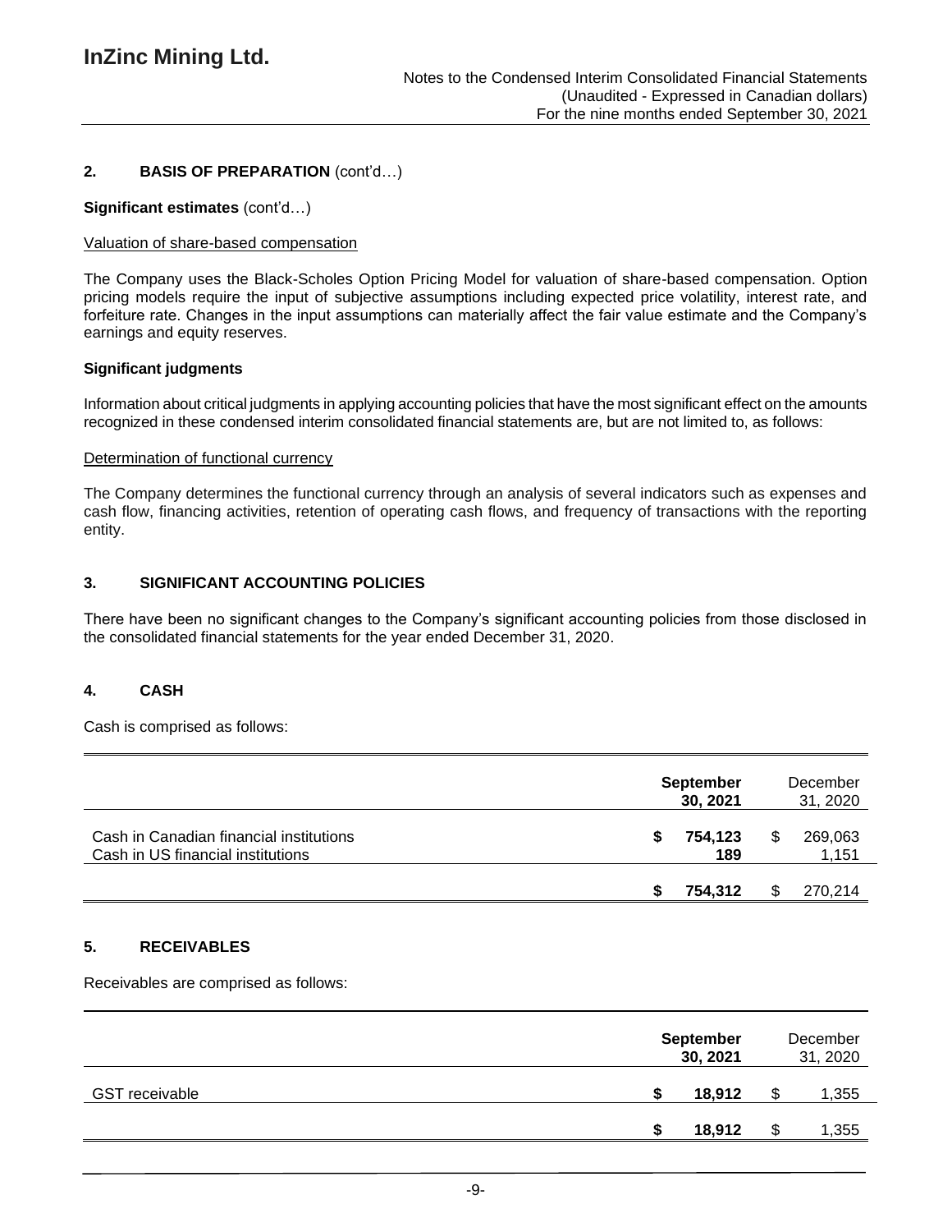## 2. BASIS OF PREPARATION (cont'd…)

**Significant estimates** (cont'd…)

Valuation of share-based compensation

The Company uses the Black-Scholes Option Pricing Model for valuation of share-based compensation. Option pricing models require the input of subjective assumptions including expected price volatility, interest rate, and forfeiture rate. Changes in the input assumptions can materially affect the fair value estimate and the Company's earnings and equity reserves.

**Significant judgments**

Information about critical judgments in applying accounting policies that have the most significant effect on the amounts recognized in these condensed interim consolidated financial statements are, but are not limited to, as follows:

Determination of functional currency

The Company determines the functional currency through an analysis of several indicators such as expenses and cash flow, financing activities, retention of operating cash flows, and frequency of transactions with the reporting entity.

## 3. SIGNIFICANT ACCOUNTING POLICIES

There have been no significant changes to the Company's significant accounting policies from those disclosed in the consolidated financial statements for the year ended December 31, 2020.

## 4. CASH

Cash is comprised as follows:

| | **September 30, 2021** | December 31, 2020 |
|---|---|---|
| Cash in Canadian financial institutions | **$ 754,123** | $ 269,063 |
| Cash in US financial institutions | **189** | 1,151 |
| | **$ 754,312** | $ 270,214 |

## 5. RECEIVABLES

Receivables are comprised as follows:

| | **September 30, 2021** | December 31, 2020 |
|---|---|---|
| GST receivable | **$ 18,912** | $ 1,355 |
| | **$ 18,912** | $ 1,355 |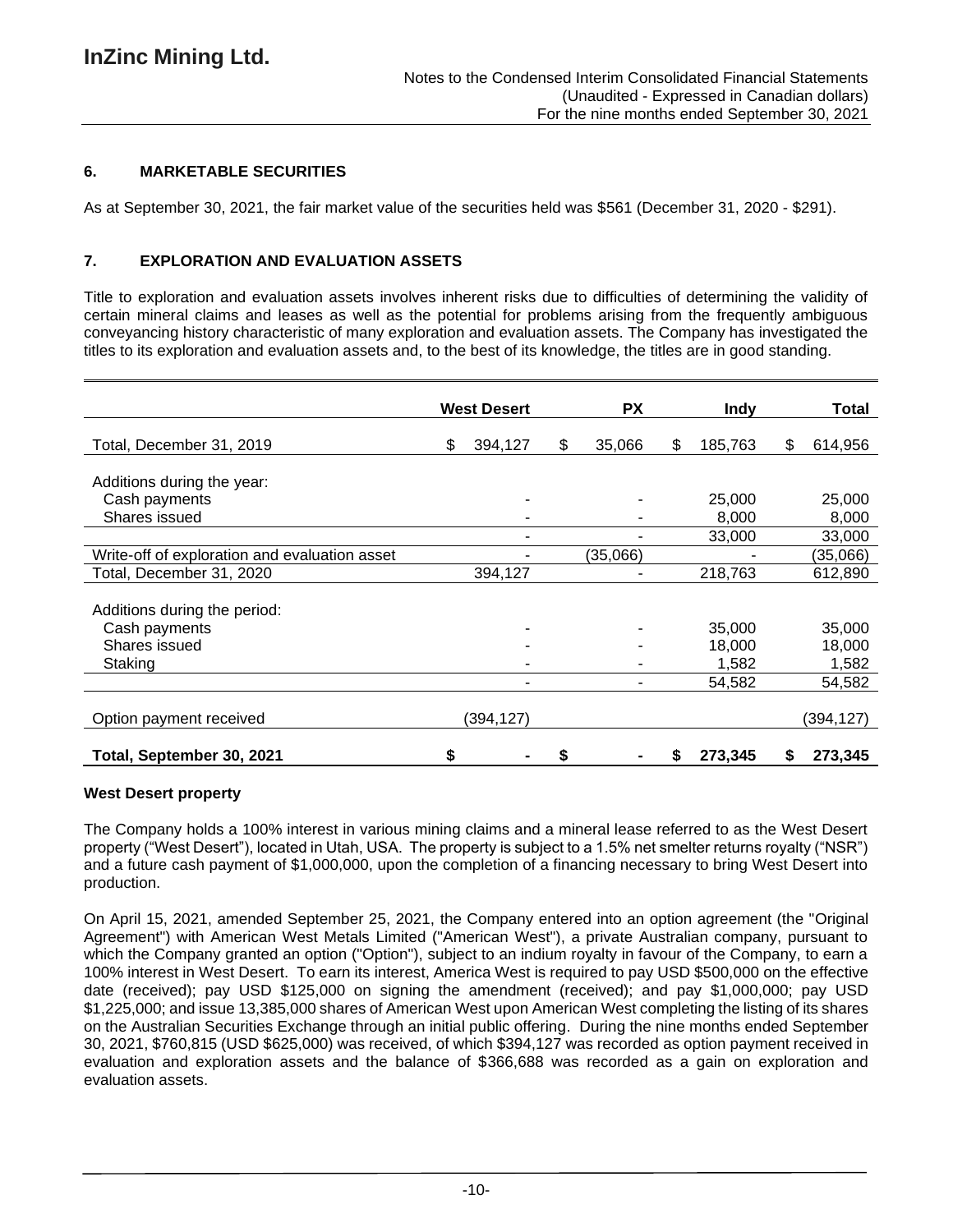## 6. MARKETABLE SECURITIES

As at September 30, 2021, the fair market value of the securities held was $561 (December 31, 2020 - $291).

## 7. EXPLORATION AND EVALUATION ASSETS

Title to exploration and evaluation assets involves inherent risks due to difficulties of determining the validity of certain mineral claims and leases as well as the potential for problems arising from the frequently ambiguous conveyancing history characteristic of many exploration and evaluation assets. The Company has investigated the titles to its exploration and evaluation assets and, to the best of its knowledge, the titles are in good standing.

| | West Desert | PX | Indy | Total |
|---|---|---|---|---|
| Total, December 31, 2019 | $ 394,127 | $ 35,066 | $ 185,763 | $ 614,956 |
| Additions during the year: | | | | |
| Cash payments | - | - | 25,000 | 25,000 |
| Shares issued | - | - | 8,000 | 8,000 |
| | - | - | 33,000 | 33,000 |
| Write-off of exploration and evaluation asset | - | (35,066) | - | (35,066) |
| Total, December 31, 2020 | 394,127 | - | 218,763 | 612,890 |
| Additions during the period: | | | | |
| Cash payments | - | - | 35,000 | 35,000 |
| Shares issued | - | - | 18,000 | 18,000 |
| Staking | - | - | 1,582 | 1,582 |
| | - | - | 54,582 | 54,582 |
| Option payment received | (394,127) | | | (394,127) |
| **Total, September 30, 2021** | **$ -** | **$ -** | **$ 273,345** | **$ 273,345** |

**West Desert property**

The Company holds a 100% interest in various mining claims and a mineral lease referred to as the West Desert property ("West Desert"), located in Utah, USA. The property is subject to a 1.5% net smelter returns royalty ("NSR") and a future cash payment of $1,000,000, upon the completion of a financing necessary to bring West Desert into production.

On April 15, 2021, amended September 25, 2021, the Company entered into an option agreement (the "Original Agreement") with American West Metals Limited ("American West"), a private Australian company, pursuant to which the Company granted an option ("Option"), subject to an indium royalty in favour of the Company, to earn a 100% interest in West Desert. To earn its interest, America West is required to pay USD $500,000 on the effective date (received); pay USD $125,000 on signing the amendment (received); and pay $1,000,000; pay USD $1,225,000; and issue 13,385,000 shares of American West upon American West completing the listing of its shares on the Australian Securities Exchange through an initial public offering. During the nine months ended September 30, 2021, $760,815 (USD $625,000) was received, of which $394,127 was recorded as option payment received in evaluation and exploration assets and the balance of $366,688 was recorded as a gain on exploration and evaluation assets.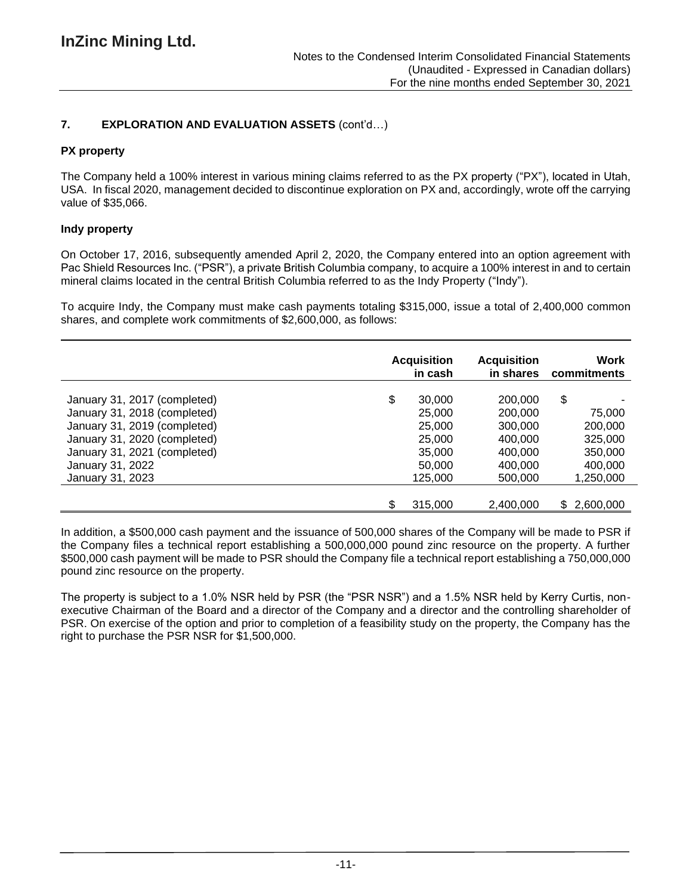## 7. EXPLORATION AND EVALUATION ASSETS (cont'd…)

### PX property

The Company held a 100% interest in various mining claims referred to as the PX property ("PX"), located in Utah, USA. In fiscal 2020, management decided to discontinue exploration on PX and, accordingly, wrote off the carrying value of $35,066.

### Indy property

On October 17, 2016, subsequently amended April 2, 2020, the Company entered into an option agreement with Pac Shield Resources Inc. ("PSR"), a private British Columbia company, to acquire a 100% interest in and to certain mineral claims located in the central British Columbia referred to as the Indy Property ("Indy").

To acquire Indy, the Company must make cash payments totaling $315,000, issue a total of 2,400,000 common shares, and complete work commitments of $2,600,000, as follows:

| | Acquisition in cash | Acquisition in shares | Work commitments |
|---|---|---|---|
| January 31, 2017 (completed) | $ 30,000 | 200,000 | $ - |
| January 31, 2018 (completed) | 25,000 | 200,000 | 75,000 |
| January 31, 2019 (completed) | 25,000 | 300,000 | 200,000 |
| January 31, 2020 (completed) | 25,000 | 400,000 | 325,000 |
| January 31, 2021 (completed) | 35,000 | 400,000 | 350,000 |
| January 31, 2022 | 50,000 | 400,000 | 400,000 |
| January 31, 2023 | 125,000 | 500,000 | 1,250,000 |
| | $ 315,000 | 2,400,000 | $ 2,600,000 |

In addition, a $500,000 cash payment and the issuance of 500,000 shares of the Company will be made to PSR if the Company files a technical report establishing a 500,000,000 pound zinc resource on the property. A further $500,000 cash payment will be made to PSR should the Company file a technical report establishing a 750,000,000 pound zinc resource on the property.

The property is subject to a 1.0% NSR held by PSR (the "PSR NSR") and a 1.5% NSR held by Kerry Curtis, non-executive Chairman of the Board and a director of the Company and a director and the controlling shareholder of PSR. On exercise of the option and prior to completion of a feasibility study on the property, the Company has the right to purchase the PSR NSR for $1,500,000.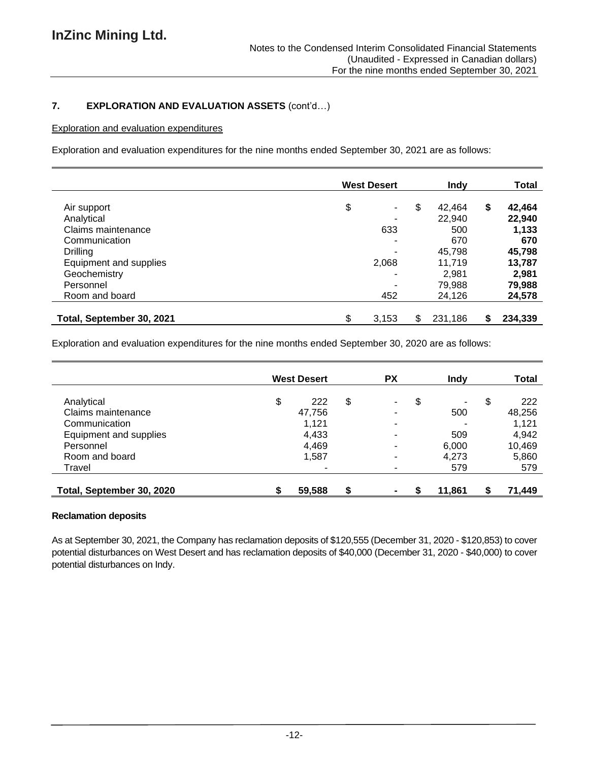### 7. EXPLORATION AND EVALUATION ASSETS (cont'd…)

Exploration and evaluation expenditures

Exploration and evaluation expenditures for the nine months ended September 30, 2021 are as follows:

| | West Desert | Indy | Total |
|---|---|---|---|
| Air support | $ - | $ 42,464 | **$ 42,464** |
| Analytical | - | 22,940 | **22,940** |
| Claims maintenance | 633 | 500 | **1,133** |
| Communication | - | 670 | **670** |
| Drilling | - | 45,798 | **45,798** |
| Equipment and supplies | 2,068 | 11,719 | **13,787** |
| Geochemistry | - | 2,981 | **2,981** |
| Personnel | - | 79,988 | **79,988** |
| Room and board | 452 | 24,126 | **24,578** |
| **Total, September 30, 2021** | $ 3,153 | $ 231,186 | **$ 234,339** |

Exploration and evaluation expenditures for the nine months ended September 30, 2020 are as follows:

| | West Desert | PX | Indy | Total |
|---|---|---|---|---|
| Analytical | $ 222 | $ - | $ - | $ 222 |
| Claims maintenance | 47,756 | - | 500 | 48,256 |
| Communication | 1,121 | - | - | 1,121 |
| Equipment and supplies | 4,433 | - | 509 | 4,942 |
| Personnel | 4,469 | - | 6,000 | 10,469 |
| Room and board | 1,587 | - | 4,273 | 5,860 |
| Travel | - | - | 579 | 579 |
| **Total, September 30, 2020** | **$ 59,588** | **$ -** | **$ 11,861** | **$ 71,449** |

**Reclamation deposits**

As at September 30, 2021, the Company has reclamation deposits of $120,555 (December 31, 2020 - $120,853) to cover potential disturbances on West Desert and has reclamation deposits of $40,000 (December 31, 2020 - $40,000) to cover potential disturbances on Indy.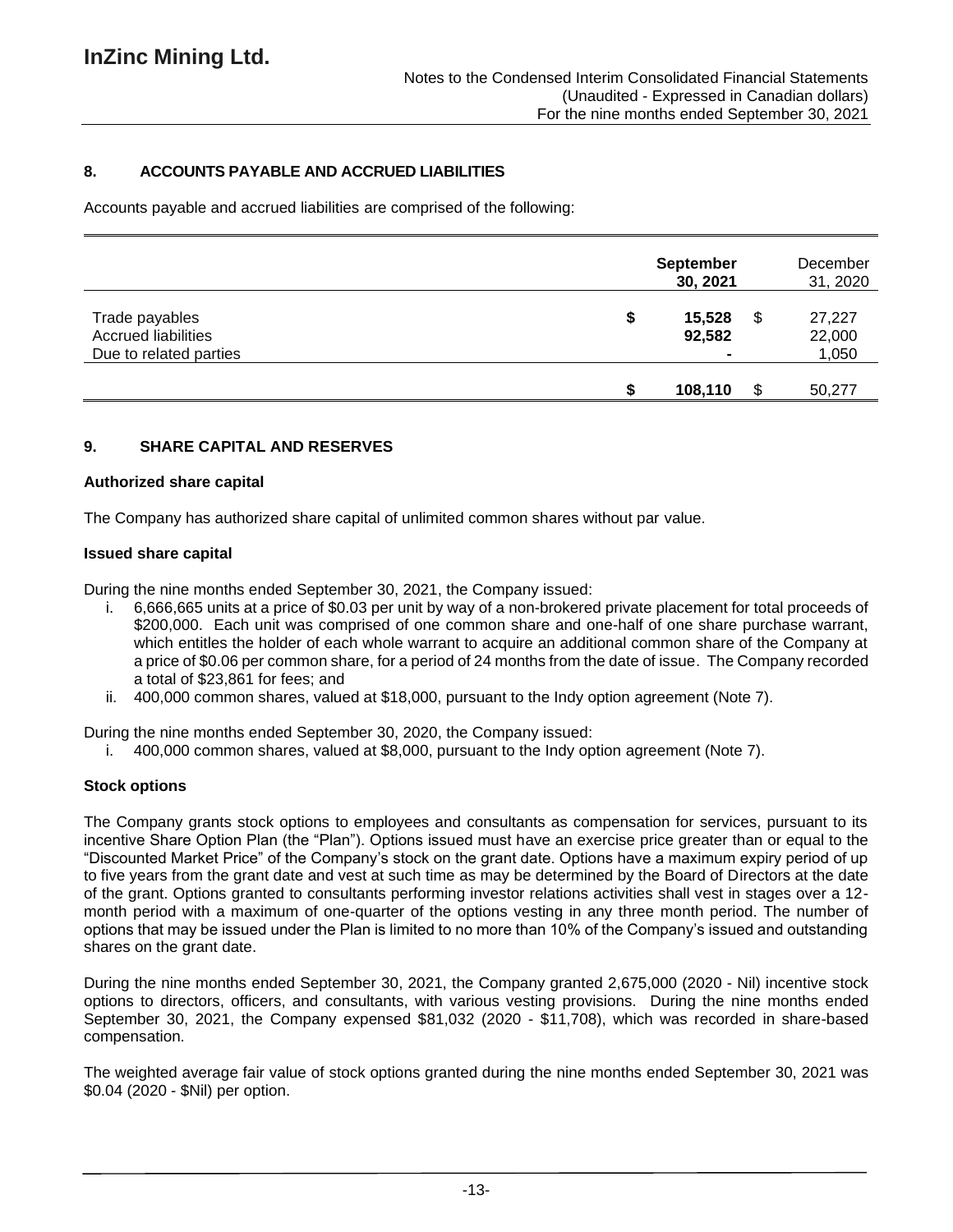## 8. ACCOUNTS PAYABLE AND ACCRUED LIABILITIES

Accounts payable and accrued liabilities are comprised of the following:

| | September 30, 2021 | December 31, 2020 |
|---|---|---|
| Trade payables | $ 15,528 | $ 27,227 |
| Accrued liabilities | 92,582 | 22,000 |
| Due to related parties | - | 1,050 |
| | $ 108,110 | $ 50,277 |

## 9. SHARE CAPITAL AND RESERVES

**Authorized share capital**

The Company has authorized share capital of unlimited common shares without par value.

**Issued share capital**

During the nine months ended September 30, 2021, the Company issued:

i. 6,666,665 units at a price of $0.03 per unit by way of a non-brokered private placement for total proceeds of $200,000. Each unit was comprised of one common share and one-half of one share purchase warrant, which entitles the holder of each whole warrant to acquire an additional common share of the Company at a price of $0.06 per common share, for a period of 24 months from the date of issue. The Company recorded a total of $23,861 for fees; and
ii. 400,000 common shares, valued at $18,000, pursuant to the Indy option agreement (Note 7).

During the nine months ended September 30, 2020, the Company issued:

i. 400,000 common shares, valued at $8,000, pursuant to the Indy option agreement (Note 7).

**Stock options**

The Company grants stock options to employees and consultants as compensation for services, pursuant to its incentive Share Option Plan (the "Plan"). Options issued must have an exercise price greater than or equal to the "Discounted Market Price" of the Company's stock on the grant date. Options have a maximum expiry period of up to five years from the grant date and vest at such time as may be determined by the Board of Directors at the date of the grant. Options granted to consultants performing investor relations activities shall vest in stages over a 12-month period with a maximum of one-quarter of the options vesting in any three month period. The number of options that may be issued under the Plan is limited to no more than 10% of the Company's issued and outstanding shares on the grant date.

During the nine months ended September 30, 2021, the Company granted 2,675,000 (2020 - Nil) incentive stock options to directors, officers, and consultants, with various vesting provisions. During the nine months ended September 30, 2021, the Company expensed $81,032 (2020 - $11,708), which was recorded in share-based compensation.

The weighted average fair value of stock options granted during the nine months ended September 30, 2021 was $0.04 (2020 - $Nil) per option.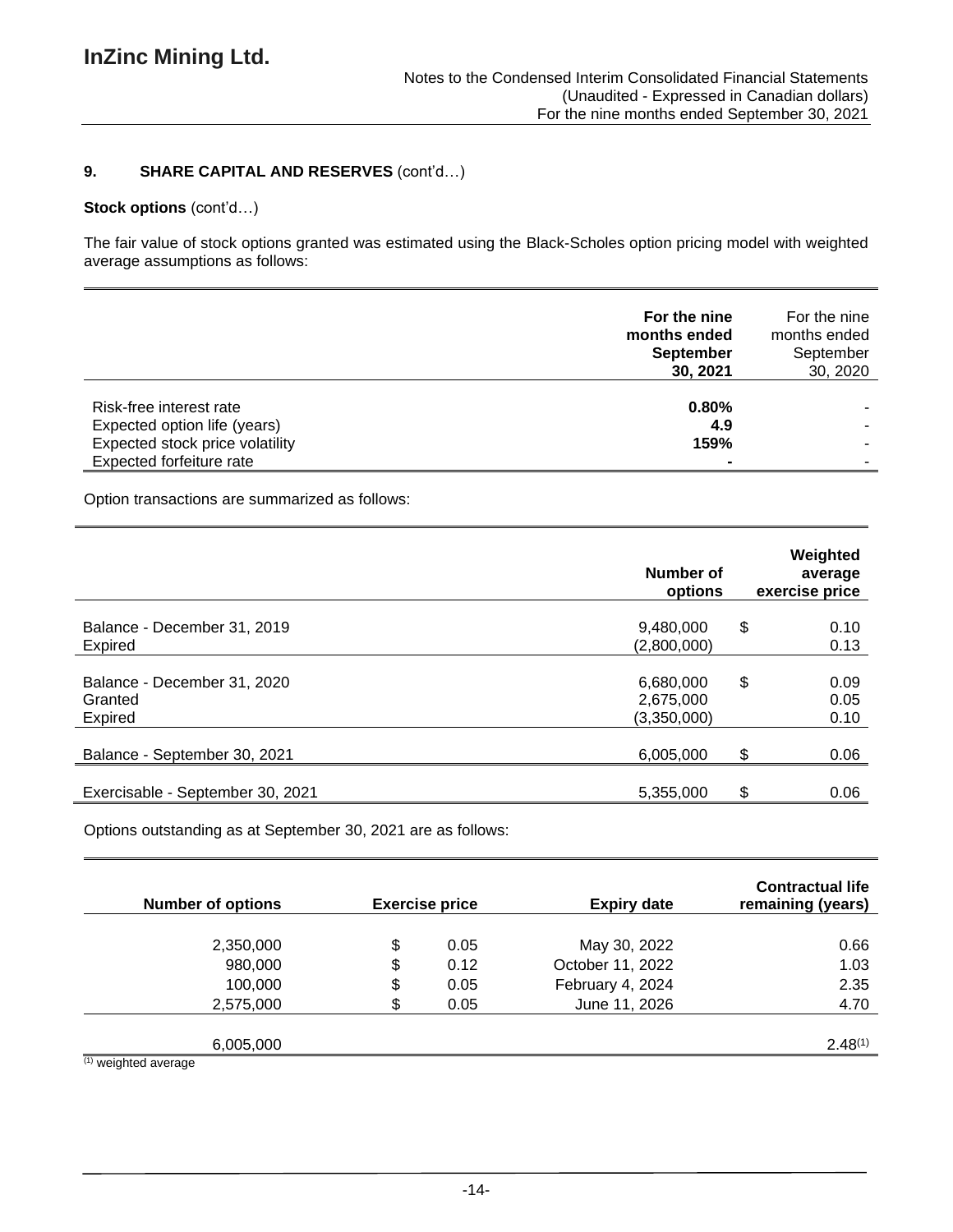## 9. SHARE CAPITAL AND RESERVES (cont'd…)

**Stock options** (cont'd…)

The fair value of stock options granted was estimated using the Black-Scholes option pricing model with weighted average assumptions as follows:

| | **For the nine months ended September 30, 2021** | For the nine months ended September 30, 2020 |
|---|---|---|
| Risk-free interest rate | **0.80%** | - |
| Expected option life (years) | **4.9** | - |
| Expected stock price volatility | **159%** | - |
| Expected forfeiture rate | **-** | - |

Option transactions are summarized as follows:

| | **Number of options** | **Weighted average exercise price** |
|---|---|---|
| Balance - December 31, 2019 | 9,480,000 | $ 0.10 |
| Expired | (2,800,000) | 0.13 |
| Balance - December 31, 2020 | 6,680,000 | $ 0.09 |
| Granted | 2,675,000 | 0.05 |
| Expired | (3,350,000) | 0.10 |
| Balance - September 30, 2021 | 6,005,000 | $ 0.06 |
| Exercisable - September 30, 2021 | 5,355,000 | $ 0.06 |

Options outstanding as at September 30, 2021 are as follows:

| **Number of options** | **Exercise price** | **Expiry date** | **Contractual life remaining (years)** |
|---|---|---|---|
| 2,350,000 | $ 0.05 | May 30, 2022 | 0.66 |
| 980,000 | $ 0.12 | October 11, 2022 | 1.03 |
| 100,000 | $ 0.05 | February 4, 2024 | 2.35 |
| 2,575,000 | $ 0.05 | June 11, 2026 | 4.70 |
| 6,005,000 | | | 2.48[(1)] |

(1) weighted average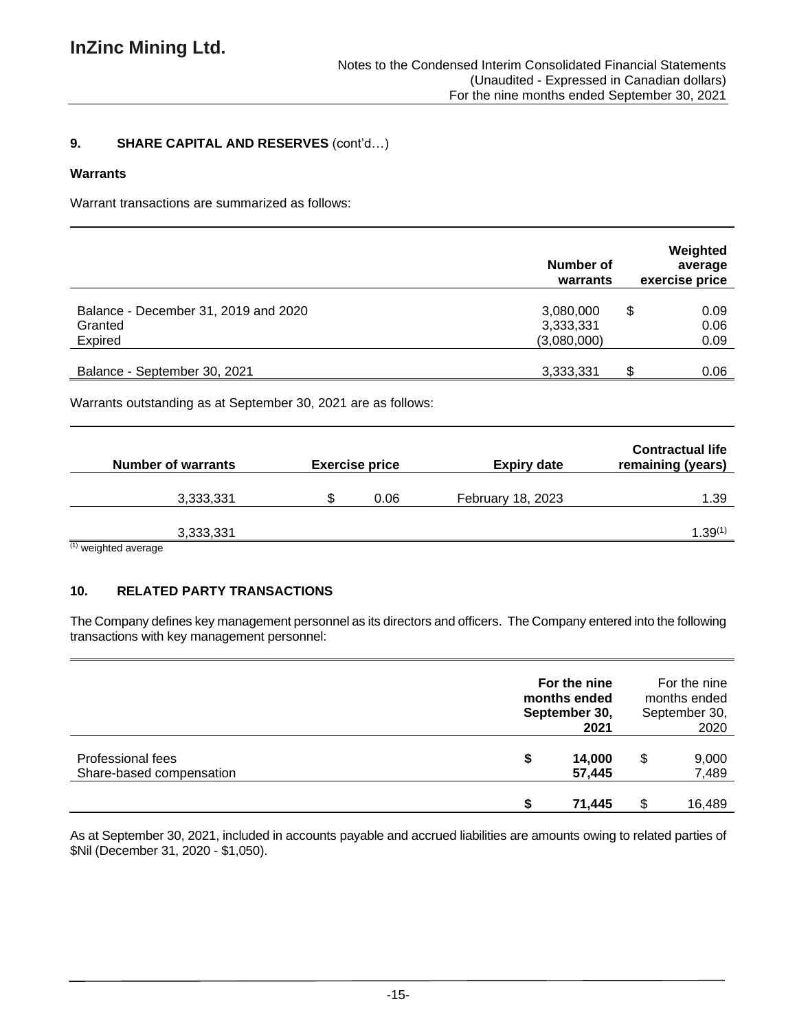## 9. SHARE CAPITAL AND RESERVES (cont'd…)

### Warrants

Warrant transactions are summarized as follows:

| | Number of warrants | Weighted average exercise price |
|---|---|---|
| Balance - December 31, 2019 and 2020 | 3,080,000 | $ 0.09 |
| Granted | 3,333,331 | 0.06 |
| Expired | (3,080,000) | 0.09 |
| Balance - September 30, 2021 | 3,333,331 | $ 0.06 |

Warrants outstanding as at September 30, 2021 are as follows:

| Number of warrants | Exercise price | Expiry date | Contractual life remaining (years) |
|---|---|---|---|
| 3,333,331 | $ 0.06 | February 18, 2023 | 1.39 |
| 3,333,331 | | | 1.39[1] |

[1] weighted average

## 10. RELATED PARTY TRANSACTIONS

The Company defines key management personnel as its directors and officers. The Company entered into the following transactions with key management personnel:

| | For the nine months ended September 30, 2021 | For the nine months ended September 30, 2020 |
|---|---|---|
| Professional fees | $ 14,000 | $ 9,000 |
| Share-based compensation | 57,445 | 7,489 |
| | $ 71,445 | $ 16,489 |

As at September 30, 2021, included in accounts payable and accrued liabilities are amounts owing to related parties of $Nil (December 31, 2020 - $1,050).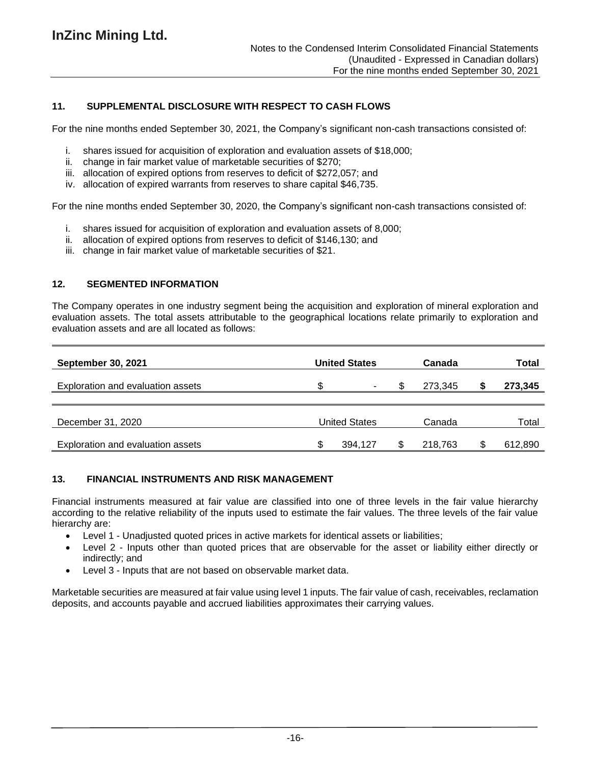## 11. SUPPLEMENTAL DISCLOSURE WITH RESPECT TO CASH FLOWS

For the nine months ended September 30, 2021, the Company's significant non-cash transactions consisted of:

i. shares issued for acquisition of exploration and evaluation assets of $18,000;
ii. change in fair market value of marketable securities of $270;
iii. allocation of expired options from reserves to deficit of $272,057; and
iv. allocation of expired warrants from reserves to share capital $46,735.

For the nine months ended September 30, 2020, the Company's significant non-cash transactions consisted of:

i. shares issued for acquisition of exploration and evaluation assets of 8,000;
ii. allocation of expired options from reserves to deficit of $146,130; and
iii. change in fair market value of marketable securities of $21.

## 12. SEGMENTED INFORMATION

The Company operates in one industry segment being the acquisition and exploration of mineral exploration and evaluation assets. The total assets attributable to the geographical locations relate primarily to exploration and evaluation assets and are all located as follows:

| **September 30, 2021** | **United States** | **Canada** | **Total** |
|---|---|---|---|
| Exploration and evaluation assets | $ - | $ 273,345 | **$ 273,345** |

| December 31, 2020 | United States | Canada | Total |
|---|---|---|---|
| Exploration and evaluation assets | $ 394,127 | $ 218,763 | $ 612,890 |

## 13. FINANCIAL INSTRUMENTS AND RISK MANAGEMENT

Financial instruments measured at fair value are classified into one of three levels in the fair value hierarchy according to the relative reliability of the inputs used to estimate the fair values. The three levels of the fair value hierarchy are:

- Level 1 - Unadjusted quoted prices in active markets for identical assets or liabilities;
- Level 2 - Inputs other than quoted prices that are observable for the asset or liability either directly or indirectly; and
- Level 3 - Inputs that are not based on observable market data.

Marketable securities are measured at fair value using level 1 inputs. The fair value of cash, receivables, reclamation deposits, and accounts payable and accrued liabilities approximates their carrying values.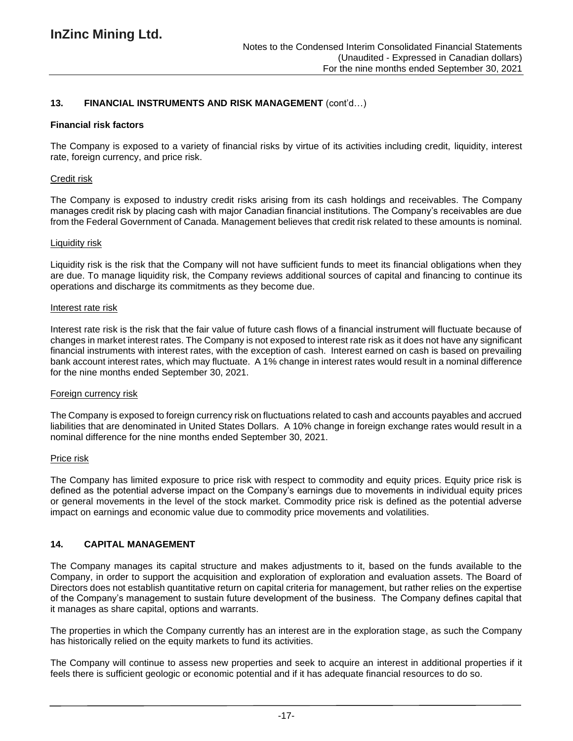## 13. FINANCIAL INSTRUMENTS AND RISK MANAGEMENT (cont'd…)

### Financial risk factors

The Company is exposed to a variety of financial risks by virtue of its activities including credit, liquidity, interest rate, foreign currency, and price risk.

#### Credit risk

The Company is exposed to industry credit risks arising from its cash holdings and receivables. The Company manages credit risk by placing cash with major Canadian financial institutions. The Company's receivables are due from the Federal Government of Canada. Management believes that credit risk related to these amounts is nominal.

#### Liquidity risk

Liquidity risk is the risk that the Company will not have sufficient funds to meet its financial obligations when they are due. To manage liquidity risk, the Company reviews additional sources of capital and financing to continue its operations and discharge its commitments as they become due.

#### Interest rate risk

Interest rate risk is the risk that the fair value of future cash flows of a financial instrument will fluctuate because of changes in market interest rates. The Company is not exposed to interest rate risk as it does not have any significant financial instruments with interest rates, with the exception of cash. Interest earned on cash is based on prevailing bank account interest rates, which may fluctuate. A 1% change in interest rates would result in a nominal difference for the nine months ended September 30, 2021.

#### Foreign currency risk

The Company is exposed to foreign currency risk on fluctuations related to cash and accounts payables and accrued liabilities that are denominated in United States Dollars. A 10% change in foreign exchange rates would result in a nominal difference for the nine months ended September 30, 2021.

#### Price risk

The Company has limited exposure to price risk with respect to commodity and equity prices. Equity price risk is defined as the potential adverse impact on the Company's earnings due to movements in individual equity prices or general movements in the level of the stock market. Commodity price risk is defined as the potential adverse impact on earnings and economic value due to commodity price movements and volatilities.

## 14. CAPITAL MANAGEMENT

The Company manages its capital structure and makes adjustments to it, based on the funds available to the Company, in order to support the acquisition and exploration of exploration and evaluation assets. The Board of Directors does not establish quantitative return on capital criteria for management, but rather relies on the expertise of the Company's management to sustain future development of the business. The Company defines capital that it manages as share capital, options and warrants.

The properties in which the Company currently has an interest are in the exploration stage, as such the Company has historically relied on the equity markets to fund its activities.

The Company will continue to assess new properties and seek to acquire an interest in additional properties if it feels there is sufficient geologic or economic potential and if it has adequate financial resources to do so.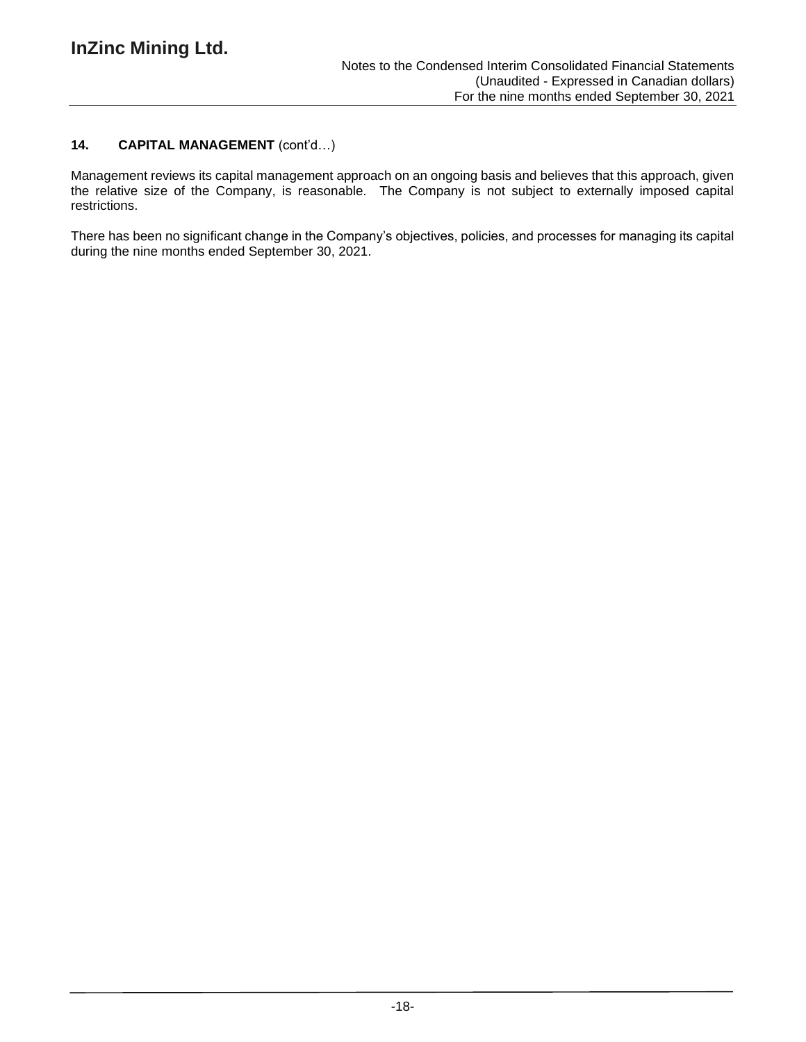## 14. CAPITAL MANAGEMENT (cont'd…)

Management reviews its capital management approach on an ongoing basis and believes that this approach, given the relative size of the Company, is reasonable. The Company is not subject to externally imposed capital restrictions.

There has been no significant change in the Company's objectives, policies, and processes for managing its capital during the nine months ended September 30, 2021.